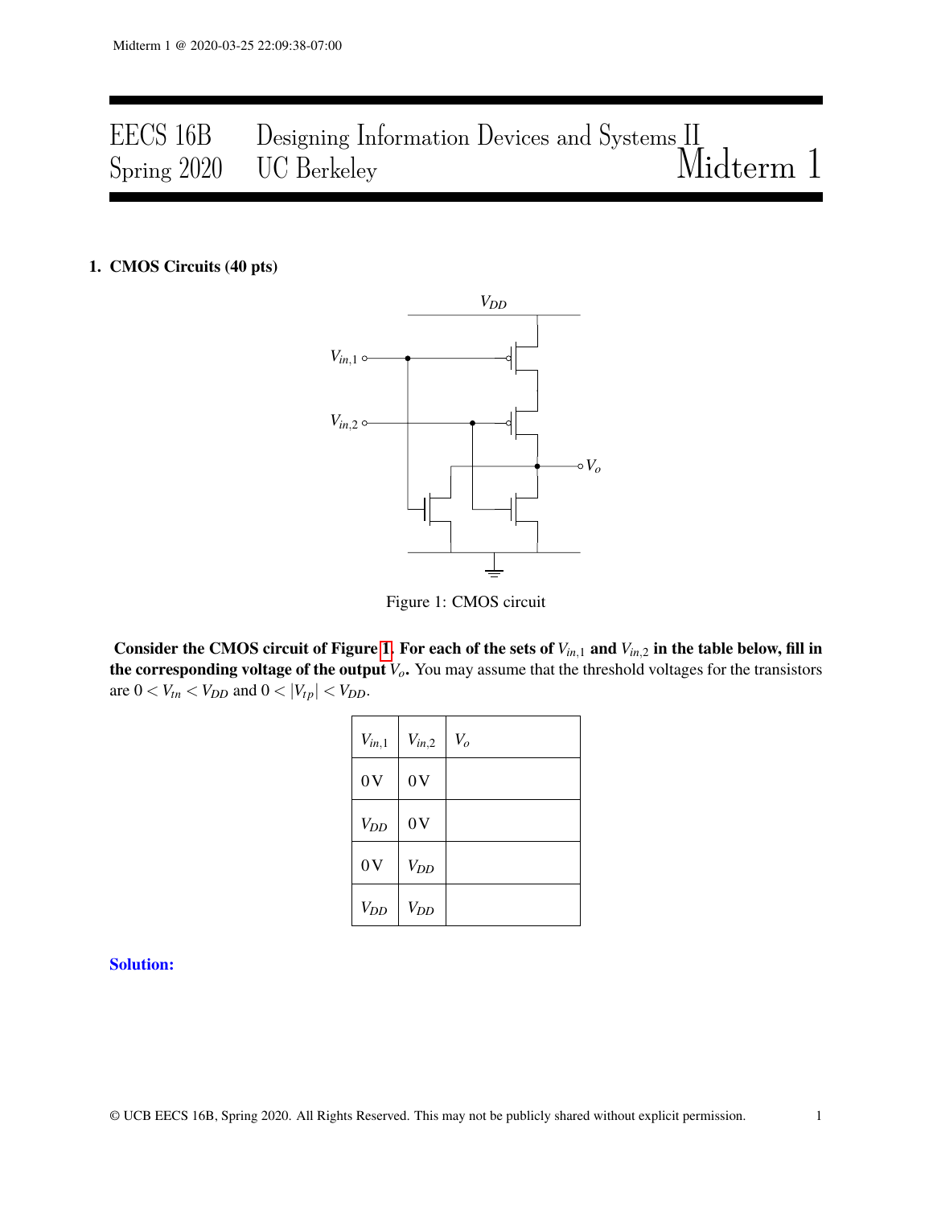# EECS 16B Designing Information Devices and Systems II
# Spring 2020 UC Berkeley Midterm 1

**1. CMOS Circuits (40 pts)**

Figure 1: CMOS circuit

**Consider the CMOS circuit of Figure 1. For each of the sets of $V_{in,1}$ and $V_{in,2}$ in the table below, fill in the corresponding voltage of the output $V_o$.** You may assume that the threshold voltages for the transistors are $0 < V_{tn} < V_{DD}$ and $0 < |V_{tp}| < V_{DD}$.

| $V_{in,1}$ | $V_{in,2}$ | $V_o$ |
|---|---|---|
| 0 V | 0 V | |
| $V_{DD}$ | 0 V | |
| 0 V | $V_{DD}$ | |
| $V_{DD}$ | $V_{DD}$ | |

**Solution:**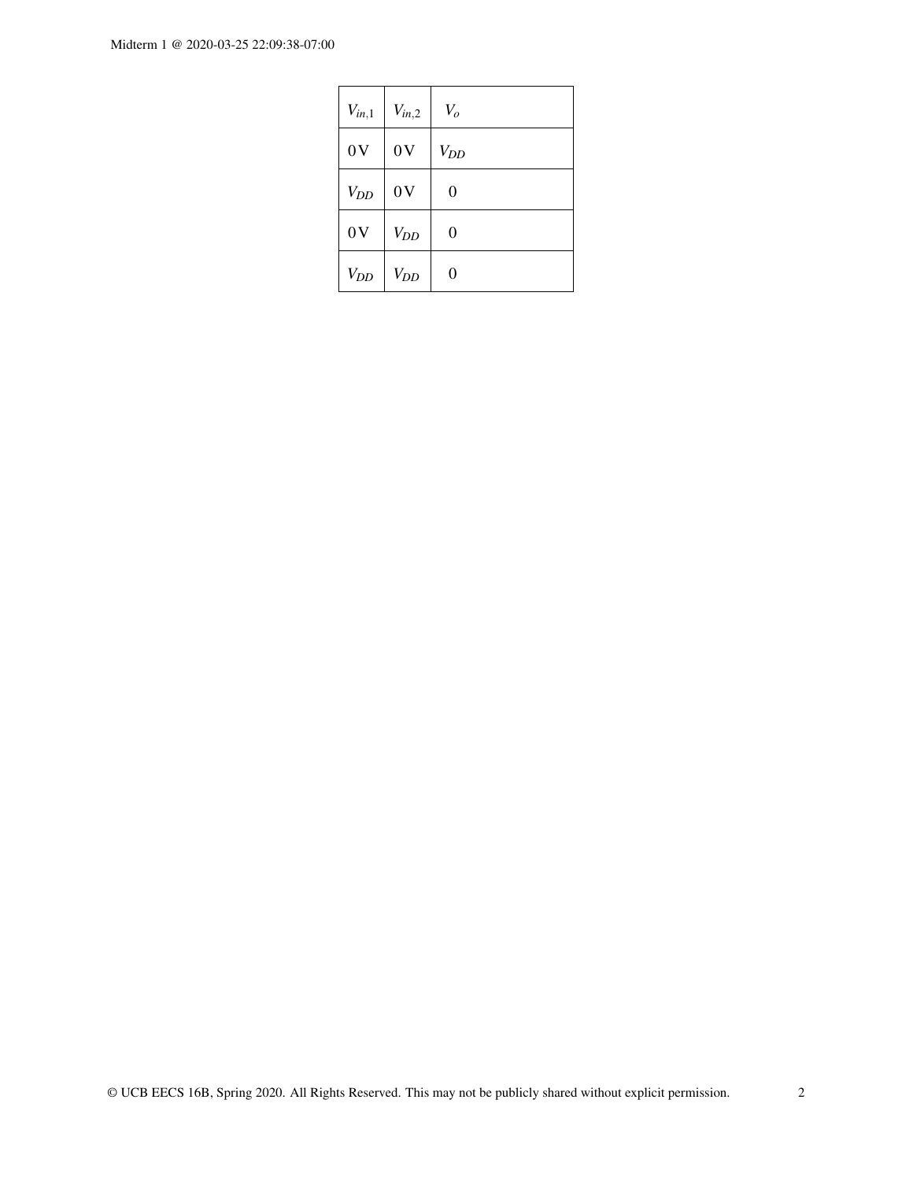| $V_{in,1}$ | $V_{in,2}$ | $V_o$ |
| --- | --- | --- |
| 0 V | 0 V | $V_{DD}$ |
| $V_{DD}$ | 0 V | 0 |
| 0 V | $V_{DD}$ | 0 |
| $V_{DD}$ | $V_{DD}$ | 0 |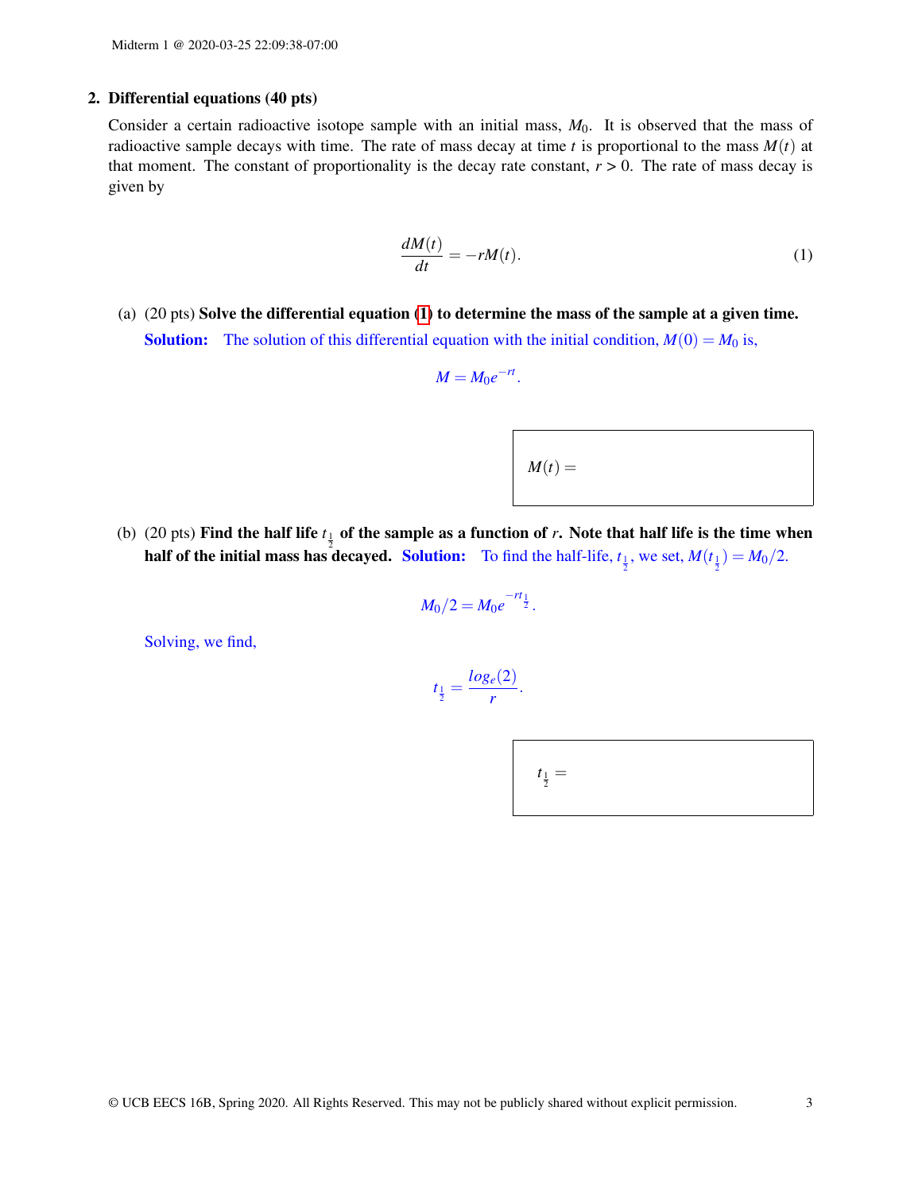## 2. Differential equations (40 pts)

Consider a certain radioactive isotope sample with an initial mass, $M_0$. It is observed that the mass of radioactive sample decays with time. The rate of mass decay at time $t$ is proportional to the mass $M(t)$ at that moment. The constant of proportionality is the decay rate constant, $r > 0$. The rate of mass decay is given by

$$\frac{dM(t)}{dt} = -rM(t). \tag{1}$$

(a) (20 pts) **Solve the differential equation (1) to determine the mass of the sample at a given time.**

**Solution:** The solution of this differential equation with the initial condition, $M(0) = M_0$ is,

$$M = M_0 e^{-rt}.$$

$M(t) =$

(b) (20 pts) **Find the half life $t_{\frac{1}{2}}$ of the sample as a function of $r$. Note that half life is the time when half of the initial mass has decayed.** **Solution:** To find the half-life, $t_{\frac{1}{2}}$, we set, $M(t_{\frac{1}{2}}) = M_0/2$.

$$M_0/2 = M_0 e^{-rt_{\frac{1}{2}}}.$$

Solving, we find,

$$t_{\frac{1}{2}} = \frac{log_e(2)}{r}.$$

$t_{\frac{1}{2}} =$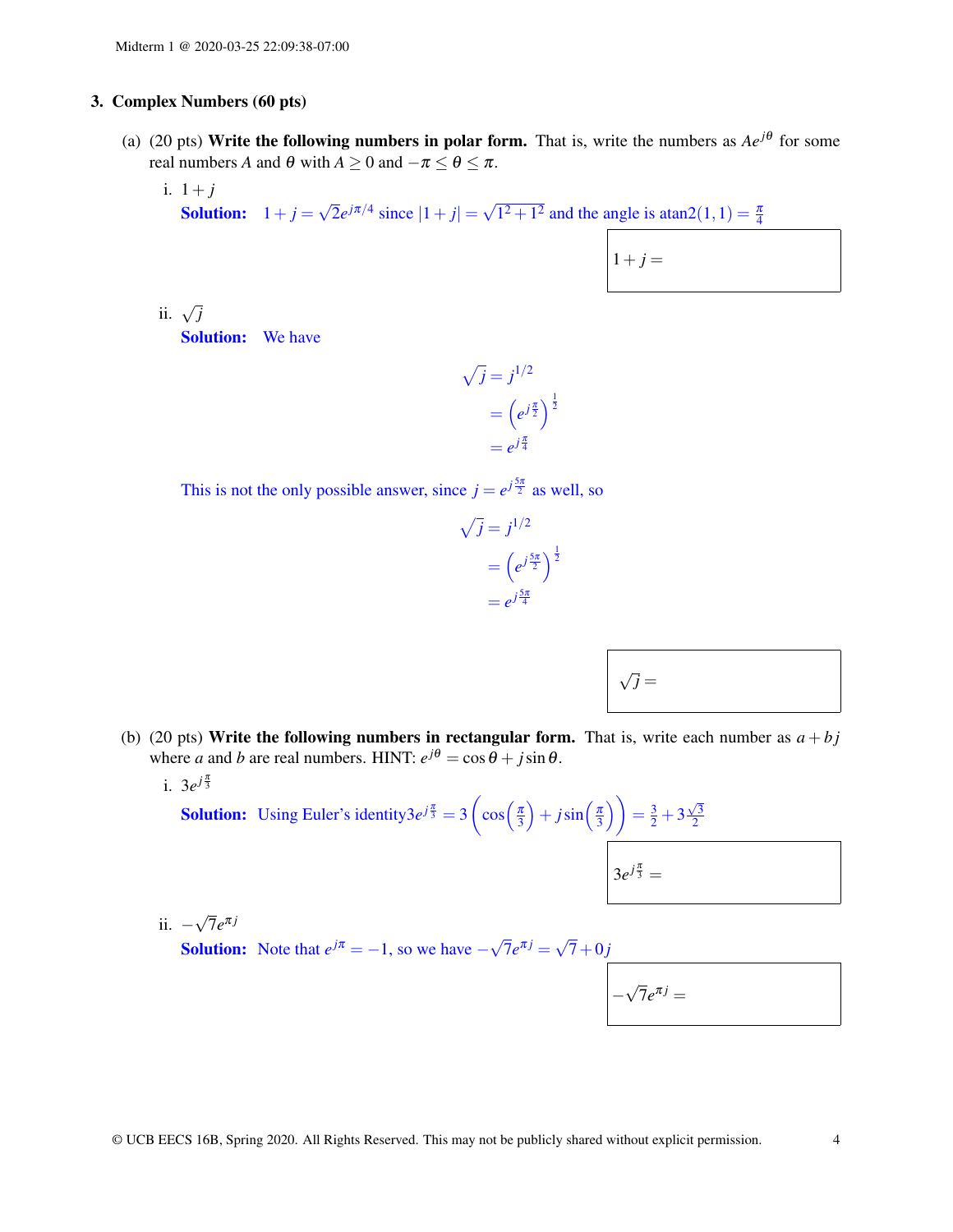## 3. Complex Numbers (60 pts)

(a) (20 pts) **Write the following numbers in polar form.** That is, write the numbers as $Ae^{j\theta}$ for some real numbers $A$ and $\theta$ with $A \geq 0$ and $-\pi \leq \theta \leq \pi$.

i. $1+j$

**Solution:** $1+j = \sqrt{2}e^{j\pi/4}$ since $|1+j| = \sqrt{1^2+1^2}$ and the angle is $\text{atan2}(1,1) = \frac{\pi}{4}$

$1+j =$

ii. $\sqrt{j}$

**Solution:** We have

$$\begin{aligned}\sqrt{j} &= j^{1/2} \\ &= \left(e^{j\frac{\pi}{2}}\right)^{\frac{1}{2}} \\ &= e^{j\frac{\pi}{4}}\end{aligned}$$

This is not the only possible answer, since $j = e^{j\frac{5\pi}{2}}$ as well, so

$$\begin{aligned}\sqrt{j} &= j^{1/2} \\ &= \left(e^{j\frac{5\pi}{2}}\right)^{\frac{1}{2}} \\ &= e^{j\frac{5\pi}{4}}\end{aligned}$$

$\sqrt{j} =$

(b) (20 pts) **Write the following numbers in rectangular form.** That is, write each number as $a+bj$ where $a$ and $b$ are real numbers. HINT: $e^{j\theta} = \cos\theta + j\sin\theta$.

i. $3e^{j\frac{\pi}{3}}$

**Solution:** Using Euler's identity$3e^{j\frac{\pi}{3}} = 3\left(\cos\left(\frac{\pi}{3}\right) + j\sin\left(\frac{\pi}{3}\right)\right) = \frac{3}{2} + 3\frac{\sqrt{3}}{2}$

$3e^{j\frac{\pi}{3}} =$

ii. $-\sqrt{7}e^{\pi j}$

**Solution:** Note that $e^{j\pi} = -1$, so we have $-\sqrt{7}e^{\pi j} = \sqrt{7} + 0j$

$-\sqrt{7}e^{\pi j} =$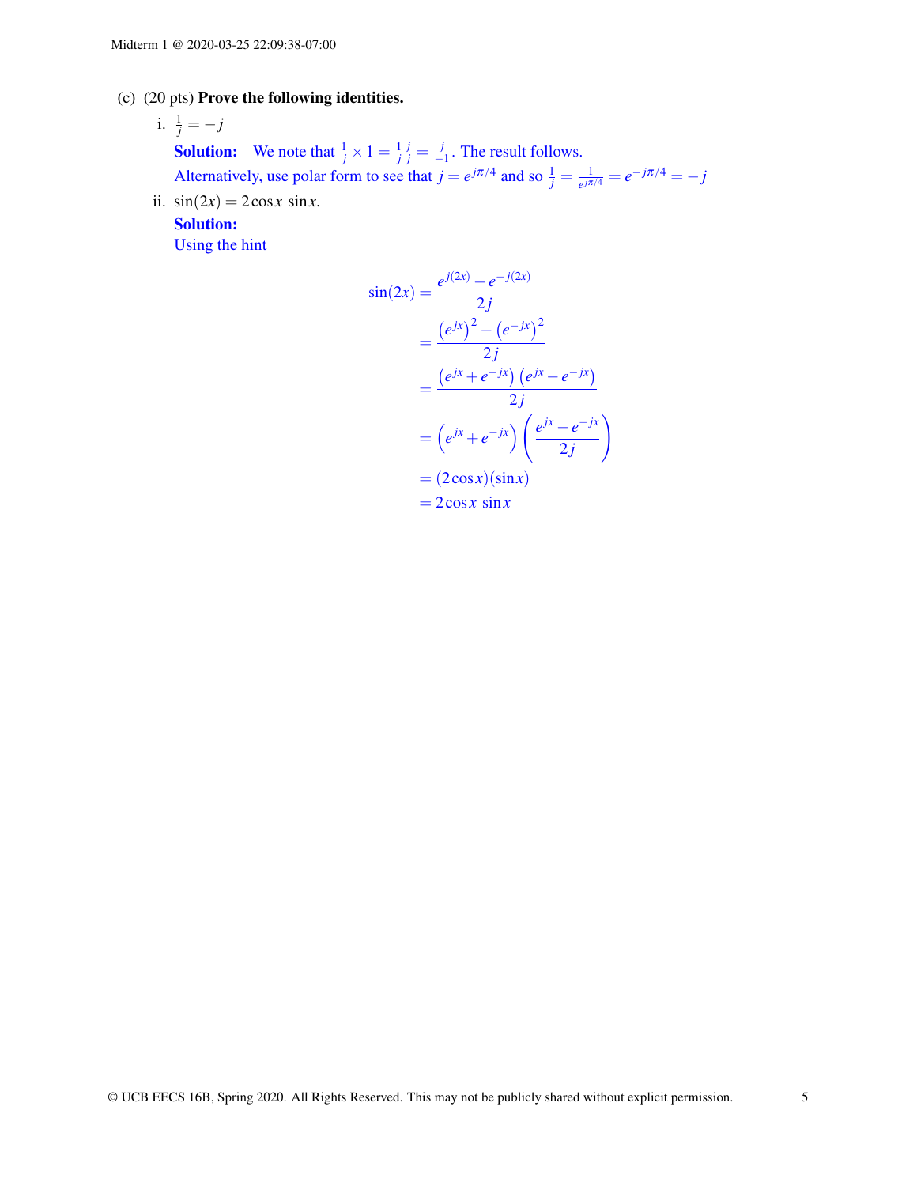(c) (20 pts) **Prove the following identities.**

i. $\frac{1}{j} = -j$

**Solution:** We note that $\frac{1}{j} \times 1 = \frac{1}{j}\frac{j}{j} = \frac{j}{-1}$. The result follows.
Alternatively, use polar form to see that $j = e^{j\pi/4}$ and so $\frac{1}{j} = \frac{1}{e^{j\pi/4}} = e^{-j\pi/4} = -j$

ii. $\sin(2x) = 2\cos x \, \sin x$.

**Solution:**
Using the hint

$$
\begin{aligned}
\sin(2x) &= \frac{e^{j(2x)} - e^{-j(2x)}}{2j} \\
&= \frac{\left(e^{jx}\right)^2 - \left(e^{-jx}\right)^2}{2j} \\
&= \frac{\left(e^{jx} + e^{-jx}\right)\left(e^{jx} - e^{-jx}\right)}{2j} \\
&= \left(e^{jx} + e^{-jx}\right)\left(\frac{e^{jx} - e^{-jx}}{2j}\right) \\
&= (2\cos x)(\sin x) \\
&= 2\cos x \, \sin x
\end{aligned}
$$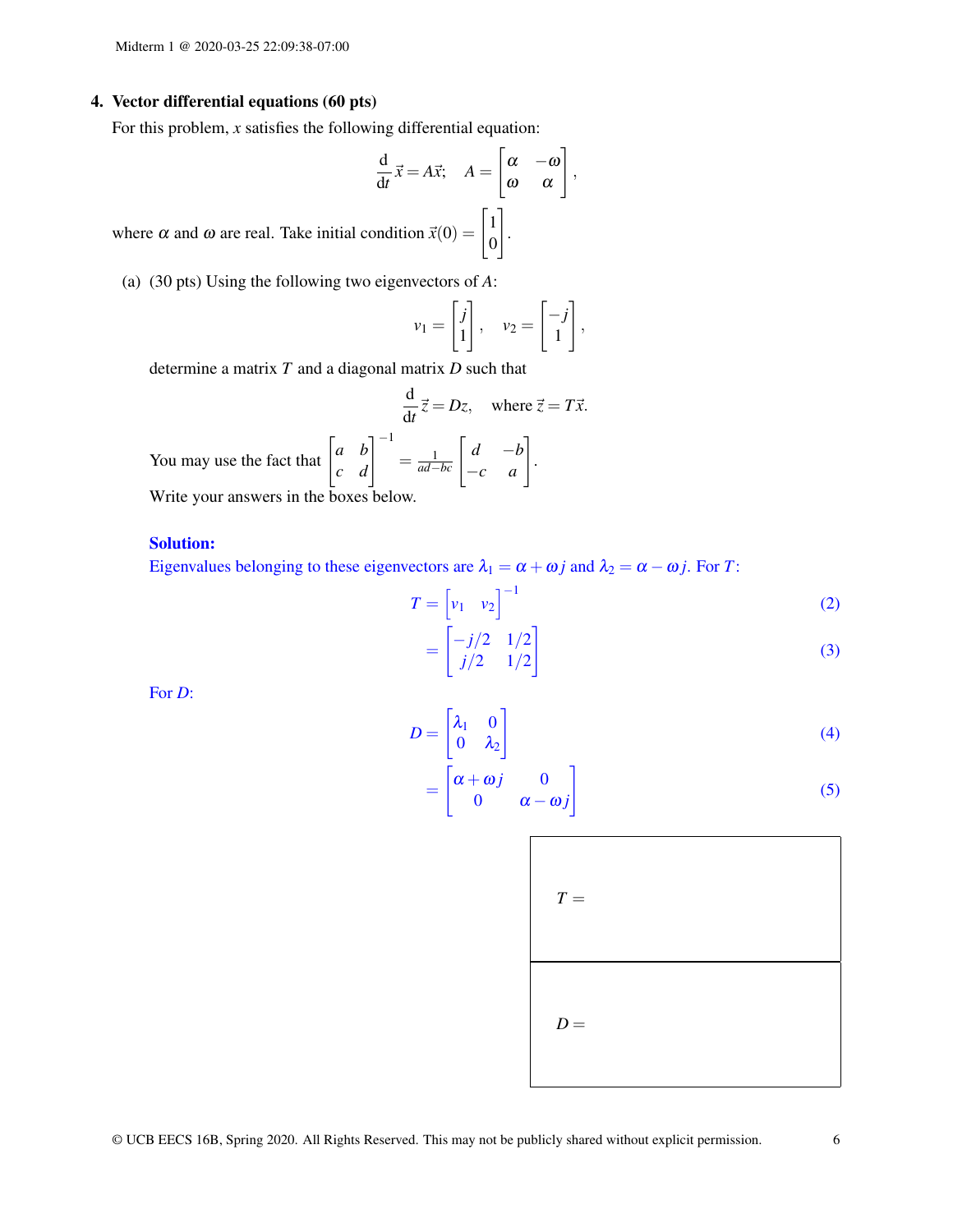## 4. Vector differential equations (60 pts)

For this problem, $x$ satisfies the following differential equation:

$$\frac{\mathrm{d}}{\mathrm{d}t}\vec{x} = A\vec{x}; \quad A = \begin{bmatrix} \alpha & -\omega \\ \omega & \alpha \end{bmatrix},$$

where $\alpha$ and $\omega$ are real. Take initial condition $\vec{x}(0) = \begin{bmatrix} 1 \\ 0 \end{bmatrix}$.

(a) (30 pts) Using the following two eigenvectors of $A$:

$$v_1 = \begin{bmatrix} j \\ 1 \end{bmatrix}, \quad v_2 = \begin{bmatrix} -j \\ 1 \end{bmatrix},$$

determine a matrix $T$ and a diagonal matrix $D$ such that

$$\frac{\mathrm{d}}{\mathrm{d}t}\vec{z} = Dz, \quad \text{where } \vec{z} = T\vec{x}.$$

You may use the fact that $\begin{bmatrix} a & b \\ c & d \end{bmatrix}^{-1} = \frac{1}{ad-bc}\begin{bmatrix} d & -b \\ -c & a \end{bmatrix}$.

Write your answers in the boxes below.

**Solution:**

Eigenvalues belonging to these eigenvectors are $\lambda_1 = \alpha + \omega j$ and $\lambda_2 = \alpha - \omega j$. For $T$:

$$T = \begin{bmatrix} v_1 & v_2 \end{bmatrix}^{-1} \tag{2}$$

$$= \begin{bmatrix} -j/2 & 1/2 \\ j/2 & 1/2 \end{bmatrix} \tag{3}$$

For $D$:

$$D = \begin{bmatrix} \lambda_1 & 0 \\ 0 & \lambda_2 \end{bmatrix} \tag{4}$$

$$= \begin{bmatrix} \alpha + \omega j & 0 \\ 0 & \alpha - \omega j \end{bmatrix} \tag{5}$$

| $T =$ |
|---|
| $D =$ |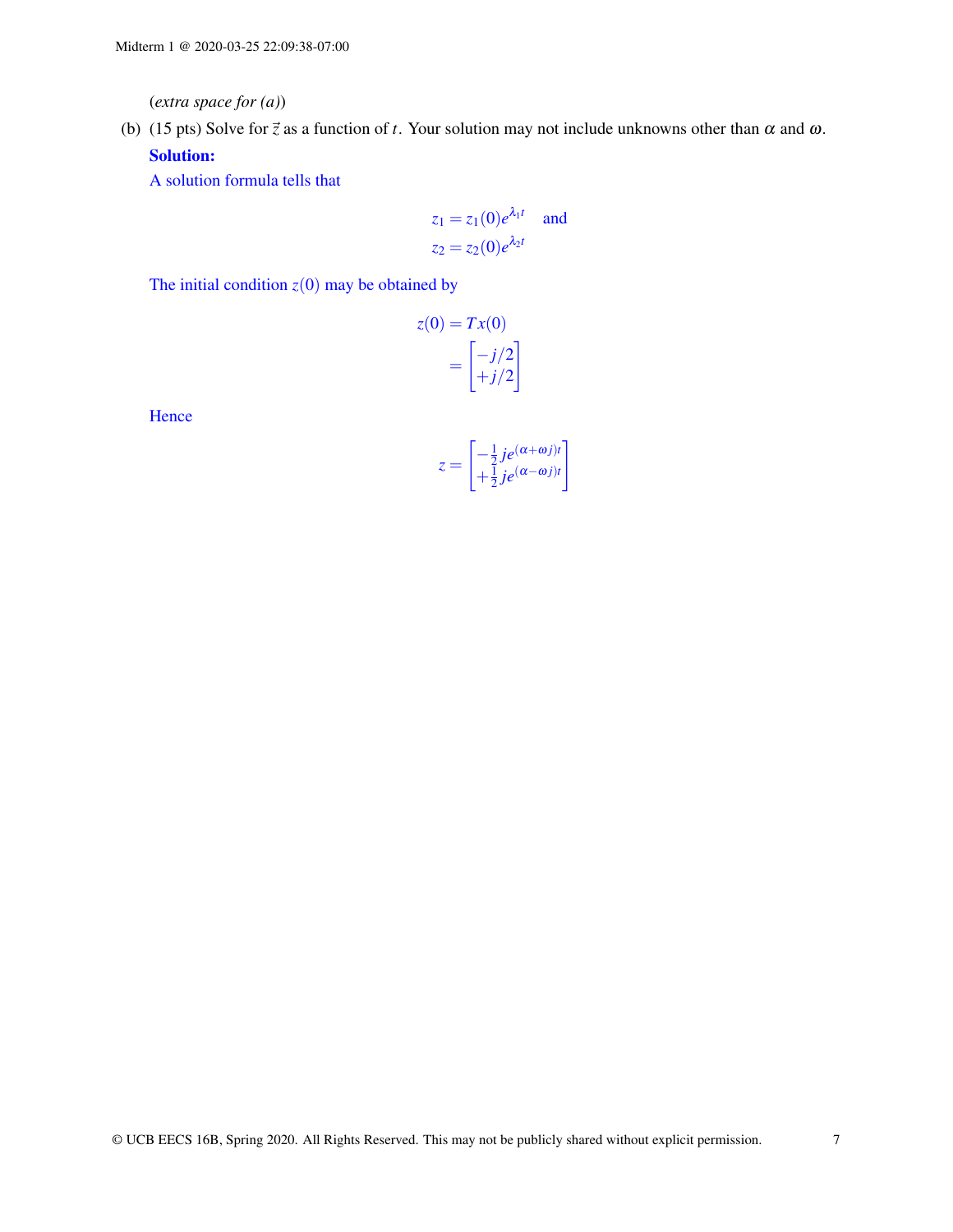(*extra space for (a)*)

(b) (15 pts) Solve for $\vec{z}$ as a function of $t$. Your solution may not include unknowns other than $\alpha$ and $\omega$.

**Solution:**

A solution formula tells that

$$z_1 = z_1(0)e^{\lambda_1 t} \quad \text{and}$$
$$z_2 = z_2(0)e^{\lambda_2 t}$$

The initial condition $z(0)$ may be obtained by

$$z(0) = Tx(0)$$
$$= \begin{bmatrix} -j/2 \\ +j/2 \end{bmatrix}$$

Hence

$$z = \begin{bmatrix} -\frac{1}{2}je^{(\alpha+\omega j)t} \\ +\frac{1}{2}je^{(\alpha-\omega j)t} \end{bmatrix}$$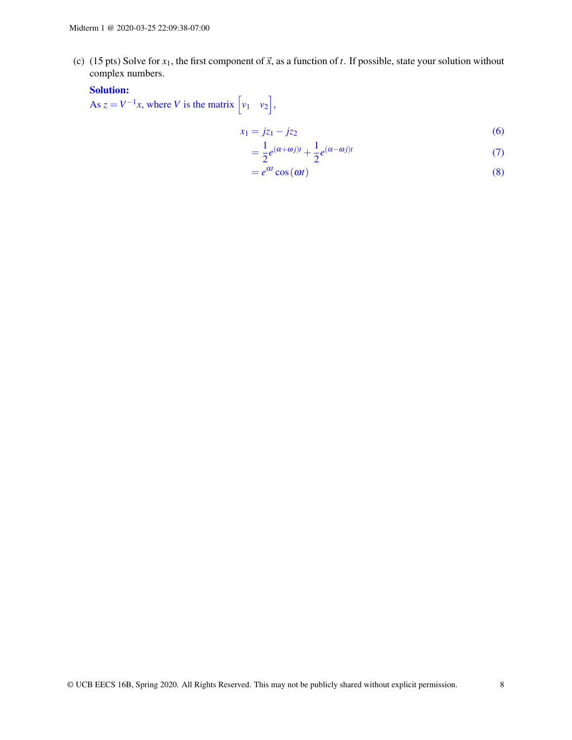(c) (15 pts) Solve for $x_1$, the first component of $\vec{x}$, as a function of $t$. If possible, state your solution without complex numbers.

**Solution:**

As $z = V^{-1}x$, where $V$ is the matrix $\begin{bmatrix} v_1 & v_2 \end{bmatrix}$,

$$x_1 = jz_1 - jz_2 \tag{6}$$

$$= \frac{1}{2}e^{(\alpha+\omega j)t} + \frac{1}{2}e^{(\alpha-\omega j)t} \tag{7}$$

$$= e^{\alpha t}\cos(\omega t) \tag{8}$$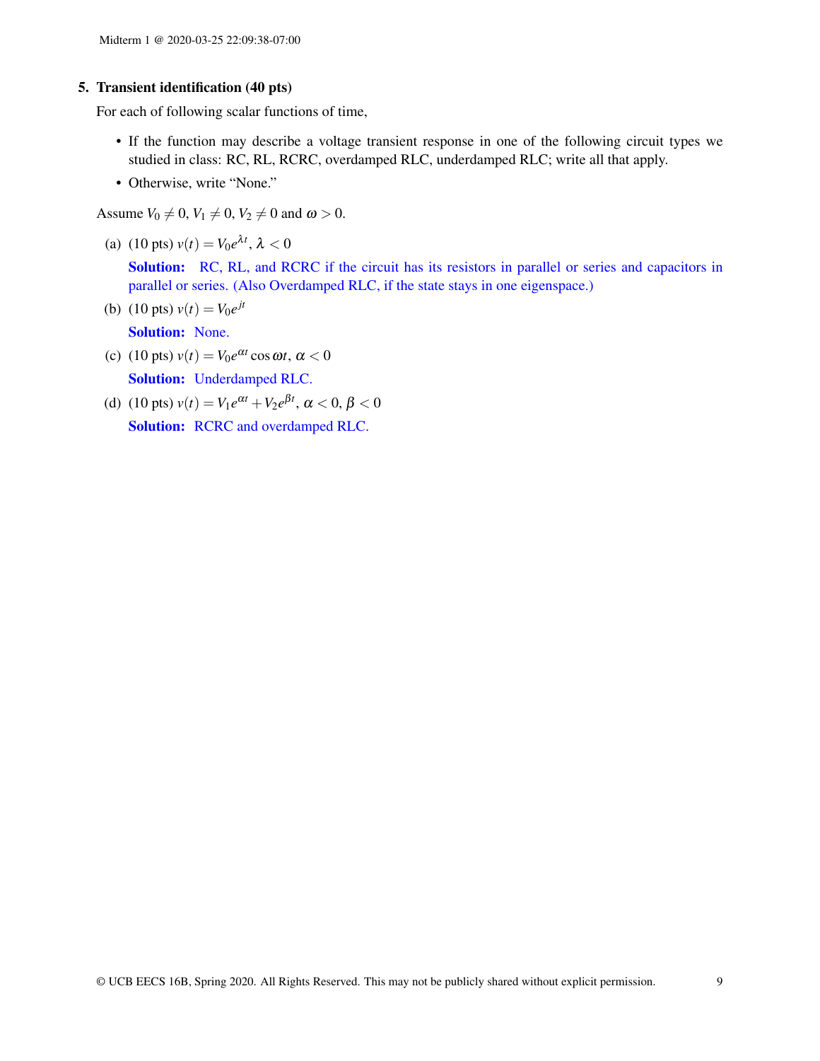## 5. Transient identification (40 pts)

For each of following scalar functions of time,

- If the function may describe a voltage transient response in one of the following circuit types we studied in class: RC, RL, RCRC, overdamped RLC, underdamped RLC; write all that apply.
- Otherwise, write "None."

Assume $V_0 \neq 0$, $V_1 \neq 0$, $V_2 \neq 0$ and $\omega > 0$.

(a) (10 pts) $v(t) = V_0 e^{\lambda t}$, $\lambda < 0$

**Solution:** RC, RL, and RCRC if the circuit has its resistors in parallel or series and capacitors in parallel or series. (Also Overdamped RLC, if the state stays in one eigenspace.)

(b) (10 pts) $v(t) = V_0 e^{jt}$

**Solution:** None.

(c) (10 pts) $v(t) = V_0 e^{\alpha t} \cos \omega t$, $\alpha < 0$

**Solution:** Underdamped RLC.

(d) (10 pts) $v(t) = V_1 e^{\alpha t} + V_2 e^{\beta t}$, $\alpha < 0$, $\beta < 0$

**Solution:** RCRC and overdamped RLC.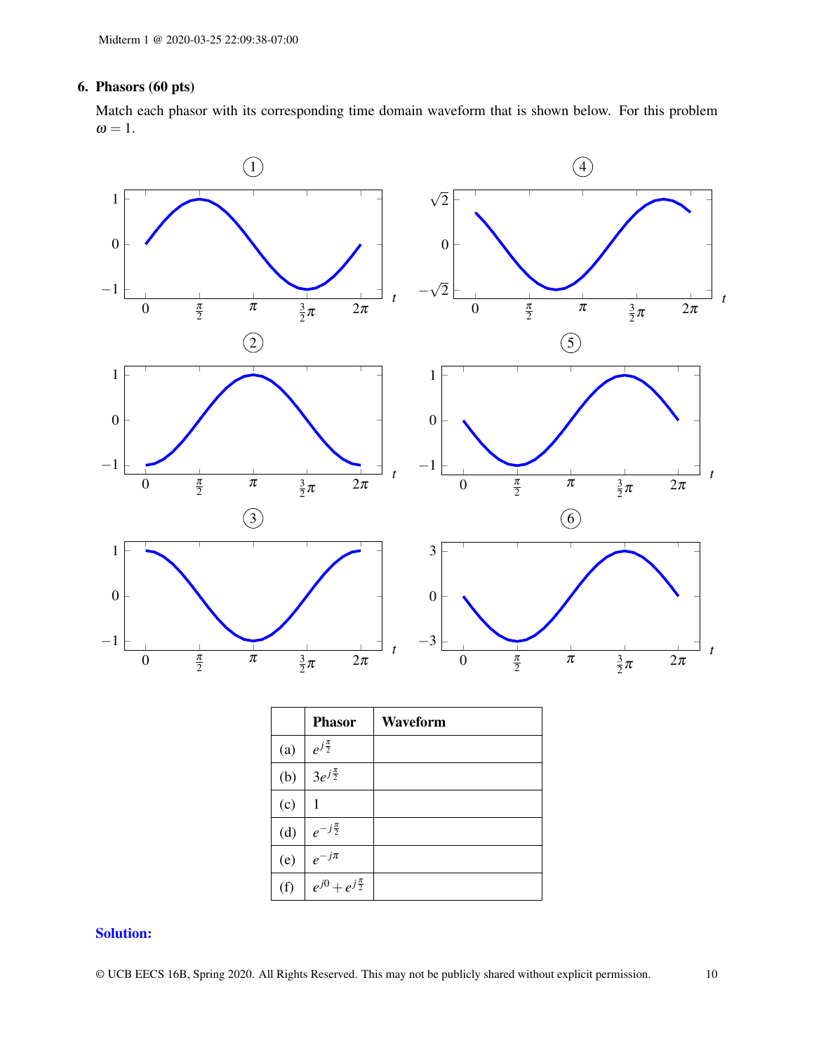**6. Phasors (60 pts)**

Match each phasor with its corresponding time domain waveform that is shown below. For this problem $\omega = 1$.

|  | Phasor | Waveform |
|---|---|---|
| (a) | $e^{j\frac{\pi}{2}}$ |  |
| (b) | $3e^{j\frac{\pi}{2}}$ |  |
| (c) | $1$ |  |
| (d) | $e^{-j\frac{\pi}{2}}$ |  |
| (e) | $e^{-j\pi}$ |  |
| (f) | $e^{j0} + e^{j\frac{\pi}{2}}$ |  |

**Solution:**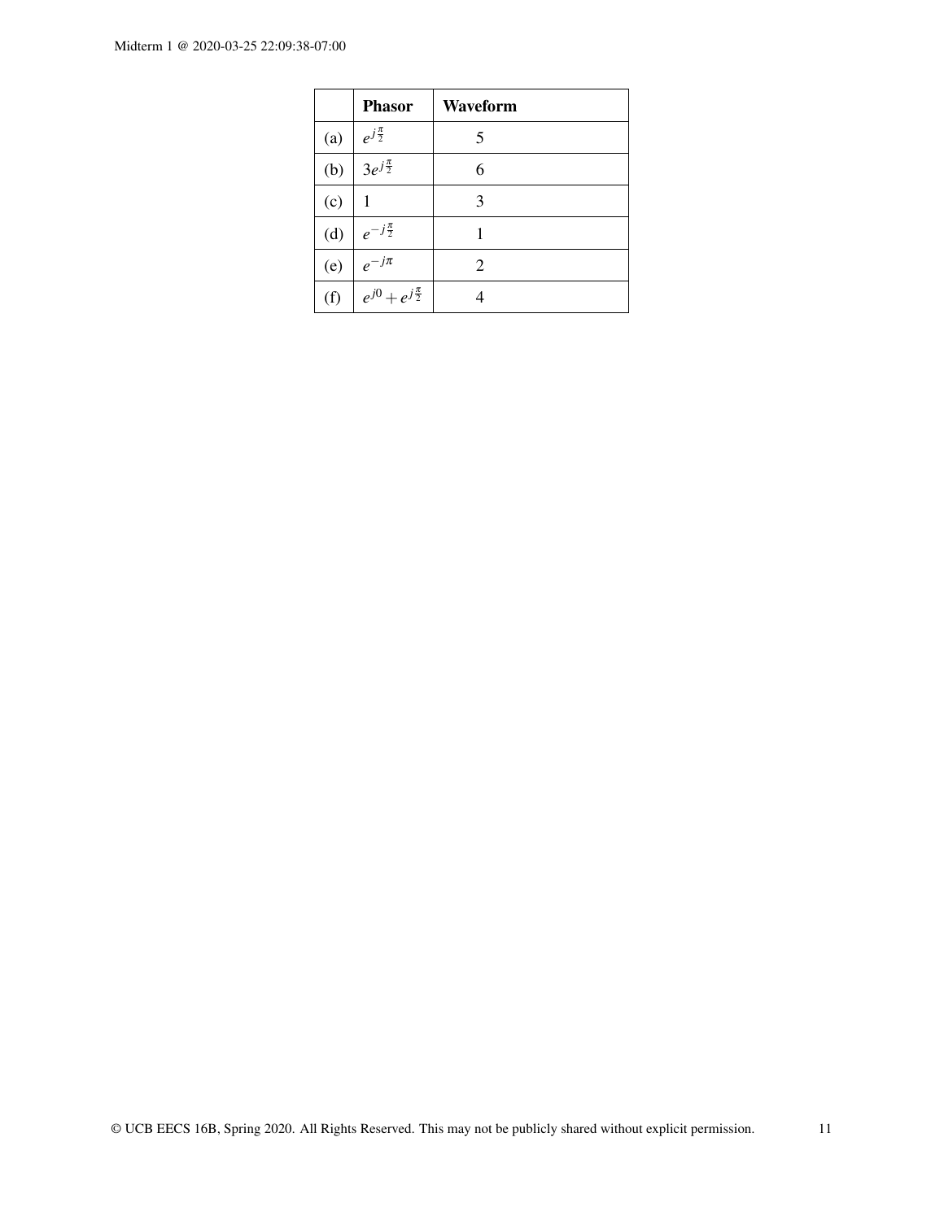|  | **Phasor** | **Waveform** |
|---|---|---|
| (a) | $e^{j\frac{\pi}{2}}$ | 5 |
| (b) | $3e^{j\frac{\pi}{2}}$ | 6 |
| (c) | 1 | 3 |
| (d) | $e^{-j\frac{\pi}{2}}$ | 1 |
| (e) | $e^{-j\pi}$ | 2 |
| (f) | $e^{j0}+e^{j\frac{\pi}{2}}$ | 4 |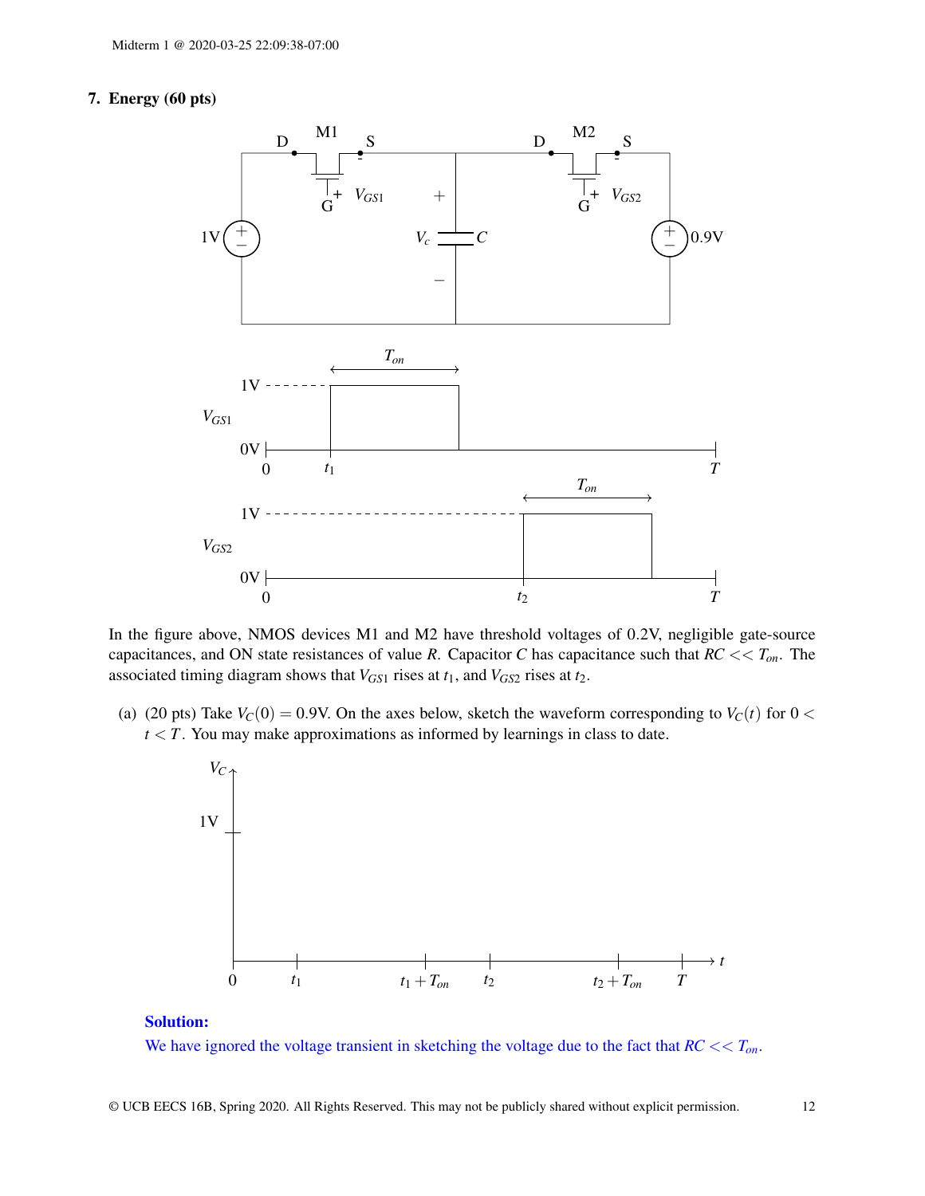## 7. Energy (60 pts)

In the figure above, NMOS devices M1 and M2 have threshold voltages of 0.2V, negligible gate-source capacitances, and ON state resistances of value $R$. Capacitor $C$ has capacitance such that $RC << T_{on}$. The associated timing diagram shows that $V_{GS1}$ rises at $t_1$, and $V_{GS2}$ rises at $t_2$.

(a) (20 pts) Take $V_C(0) = 0.9$V. On the axes below, sketch the waveform corresponding to $V_C(t)$ for $0 < t < T$. You may make approximations as informed by learnings in class to date.

**Solution:**

We have ignored the voltage transient in sketching the voltage due to the fact that $RC << T_{on}$.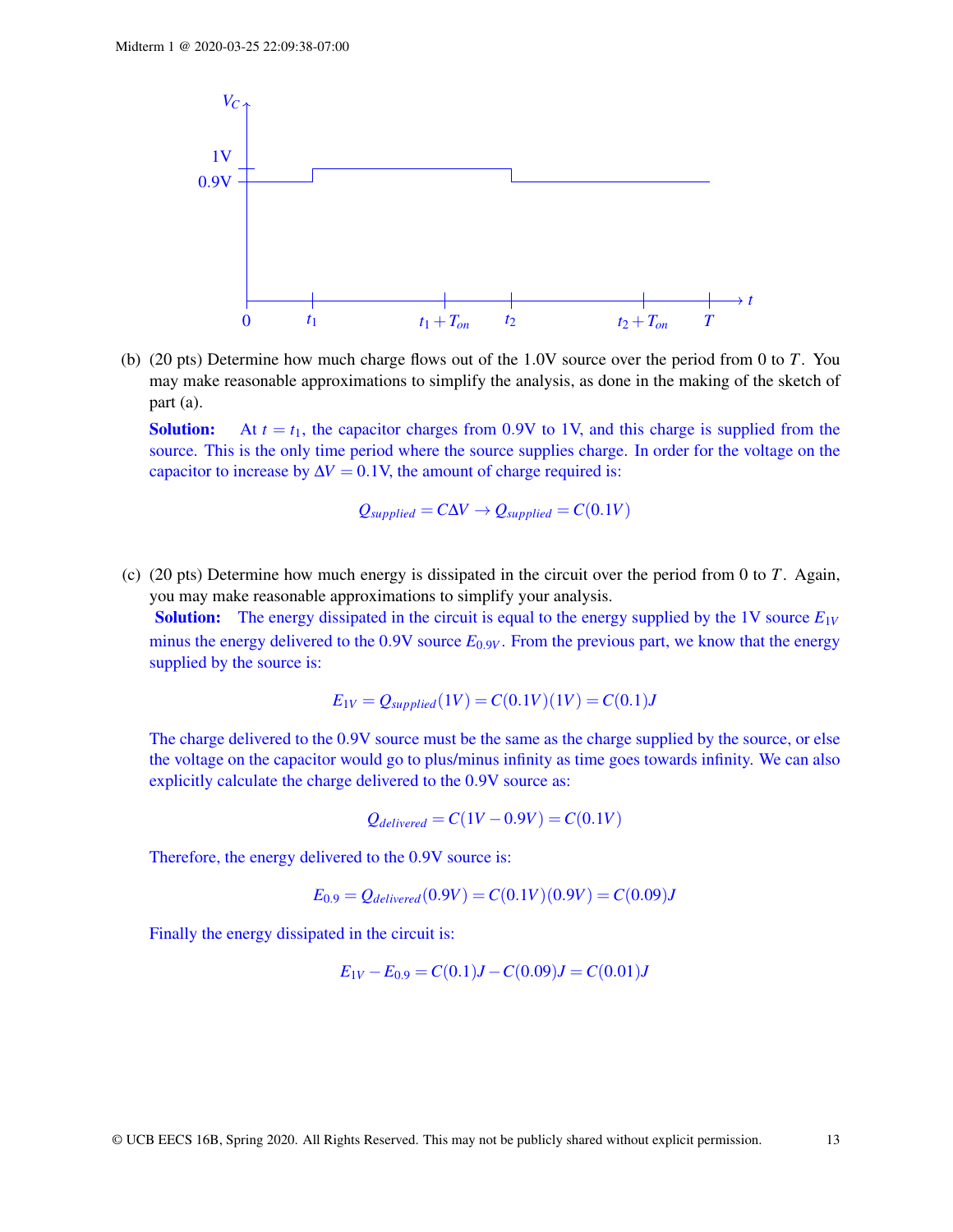(b) (20 pts) Determine how much charge flows out of the 1.0V source over the period from 0 to $T$. You may make reasonable approximations to simplify the analysis, as done in the making of the sketch of part (a).

**Solution:** At $t = t_1$, the capacitor charges from 0.9V to 1V, and this charge is supplied from the source. This is the only time period where the source supplies charge. In order for the voltage on the capacitor to increase by $\Delta V = 0.1$V, the amount of charge required is:

$$Q_{supplied} = C\Delta V \rightarrow Q_{supplied} = C(0.1V)$$

(c) (20 pts) Determine how much energy is dissipated in the circuit over the period from 0 to $T$. Again, you may make reasonable approximations to simplify your analysis.

**Solution:** The energy dissipated in the circuit is equal to the energy supplied by the 1V source $E_{1V}$ minus the energy delivered to the 0.9V source $E_{0.9V}$. From the previous part, we know that the energy supplied by the source is:

$$E_{1V} = Q_{supplied}(1V) = C(0.1V)(1V) = C(0.1)J$$

The charge delivered to the 0.9V source must be the same as the charge supplied by the source, or else the voltage on the capacitor would go to plus/minus infinity as time goes towards infinity. We can also explicitly calculate the charge delivered to the 0.9V source as:

$$Q_{delivered} = C(1V - 0.9V) = C(0.1V)$$

Therefore, the energy delivered to the 0.9V source is:

$$E_{0.9} = Q_{delivered}(0.9V) = C(0.1V)(0.9V) = C(0.09)J$$

Finally the energy dissipated in the circuit is:

$$E_{1V} - E_{0.9} = C(0.1)J - C(0.09)J = C(0.01)J$$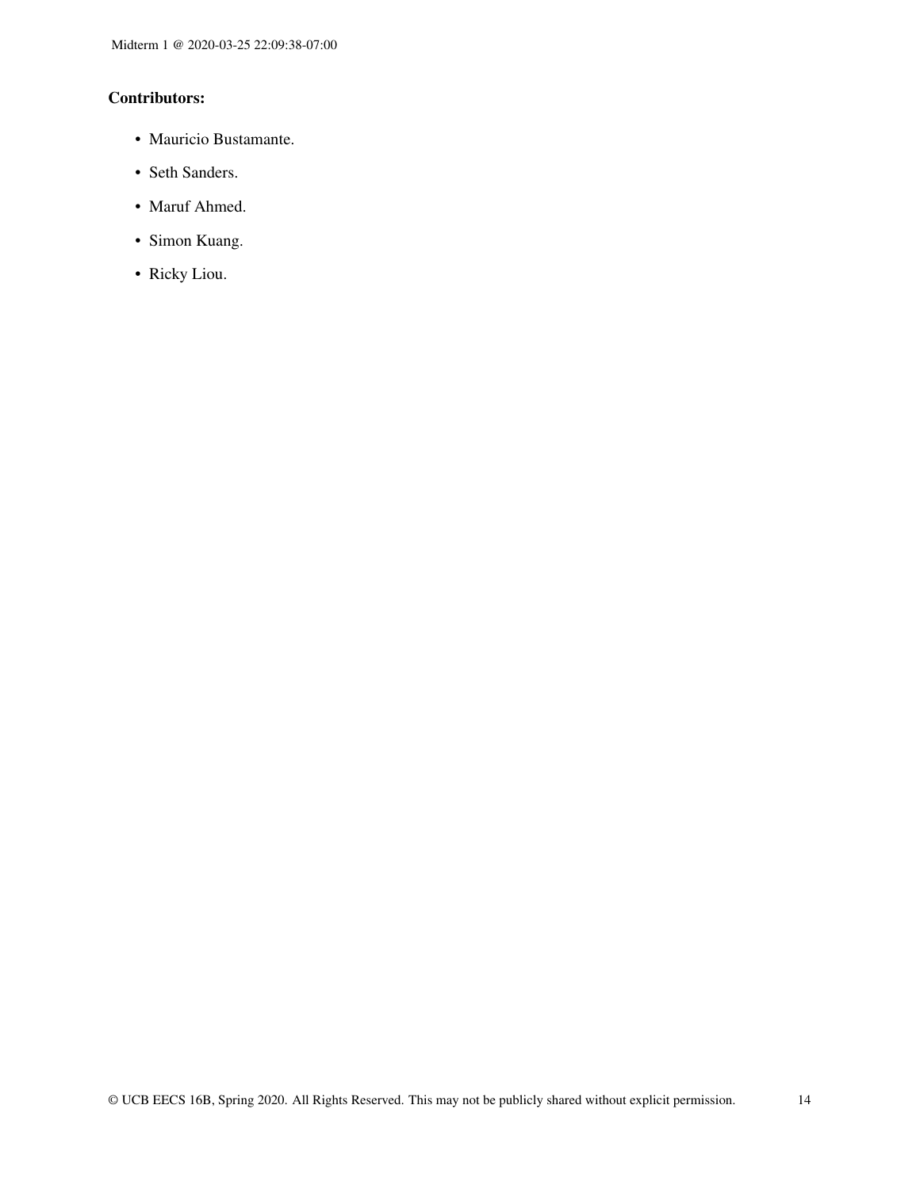**Contributors:**

- Mauricio Bustamante.
- Seth Sanders.
- Maruf Ahmed.
- Simon Kuang.
- Ricky Liou.